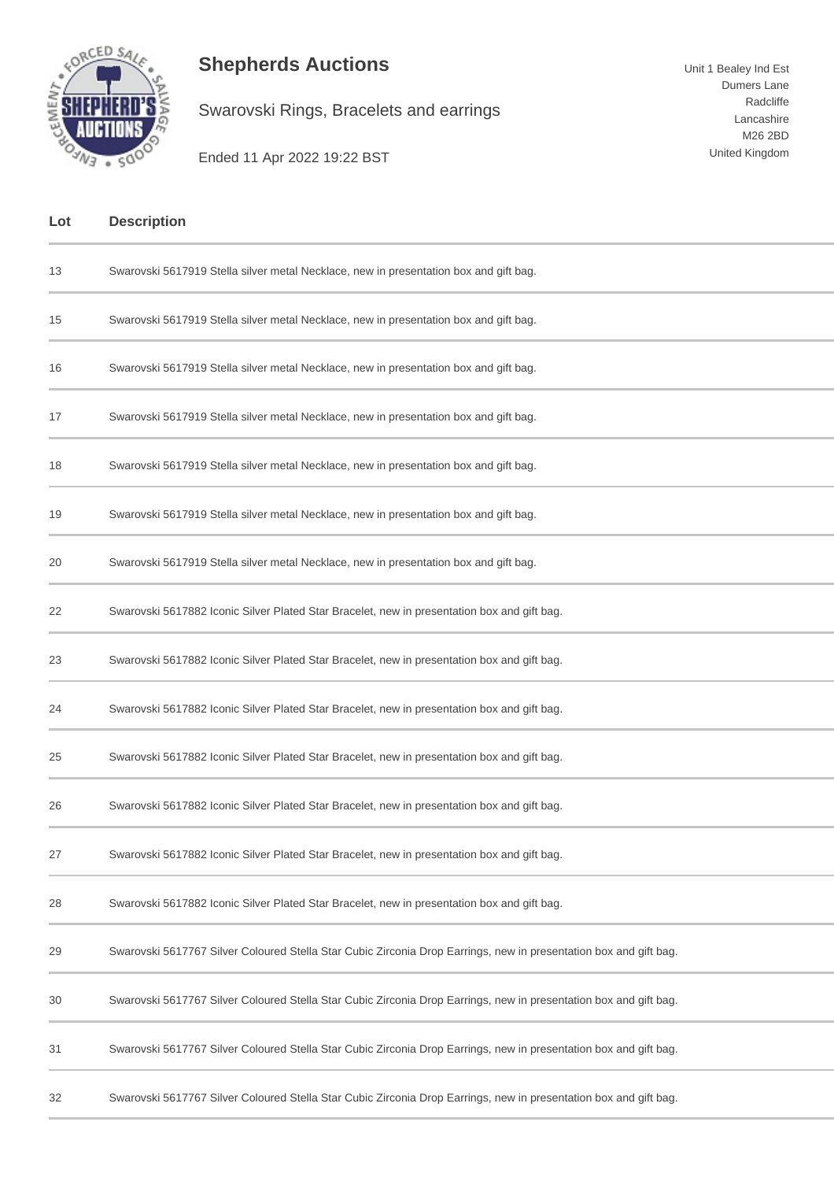# Shepherds Auctions

Swarovski Rings, Bracelets and earrings

Ended 11 Apr 2022 19:22 BST

Unit 1 Bealey Ind Est
Dumers Lane
Radcliffe
Lancashire
M26 2BD
United Kingdom

| Lot | Description |
|---|---|
| 13 | Swarovski 5617919 Stella silver metal Necklace, new in presentation box and gift bag. |
| 15 | Swarovski 5617919 Stella silver metal Necklace, new in presentation box and gift bag. |
| 16 | Swarovski 5617919 Stella silver metal Necklace, new in presentation box and gift bag. |
| 17 | Swarovski 5617919 Stella silver metal Necklace, new in presentation box and gift bag. |
| 18 | Swarovski 5617919 Stella silver metal Necklace, new in presentation box and gift bag. |
| 19 | Swarovski 5617919 Stella silver metal Necklace, new in presentation box and gift bag. |
| 20 | Swarovski 5617919 Stella silver metal Necklace, new in presentation box and gift bag. |
| 22 | Swarovski 5617882 Iconic Silver Plated Star Bracelet, new in presentation box and gift bag. |
| 23 | Swarovski 5617882 Iconic Silver Plated Star Bracelet, new in presentation box and gift bag. |
| 24 | Swarovski 5617882 Iconic Silver Plated Star Bracelet, new in presentation box and gift bag. |
| 25 | Swarovski 5617882 Iconic Silver Plated Star Bracelet, new in presentation box and gift bag. |
| 26 | Swarovski 5617882 Iconic Silver Plated Star Bracelet, new in presentation box and gift bag. |
| 27 | Swarovski 5617882 Iconic Silver Plated Star Bracelet, new in presentation box and gift bag. |
| 28 | Swarovski 5617882 Iconic Silver Plated Star Bracelet, new in presentation box and gift bag. |
| 29 | Swarovski 5617767 Silver Coloured Stella Star Cubic Zirconia Drop Earrings, new in presentation box and gift bag. |
| 30 | Swarovski 5617767 Silver Coloured Stella Star Cubic Zirconia Drop Earrings, new in presentation box and gift bag. |
| 31 | Swarovski 5617767 Silver Coloured Stella Star Cubic Zirconia Drop Earrings, new in presentation box and gift bag. |
| 32 | Swarovski 5617767 Silver Coloured Stella Star Cubic Zirconia Drop Earrings, new in presentation box and gift bag. |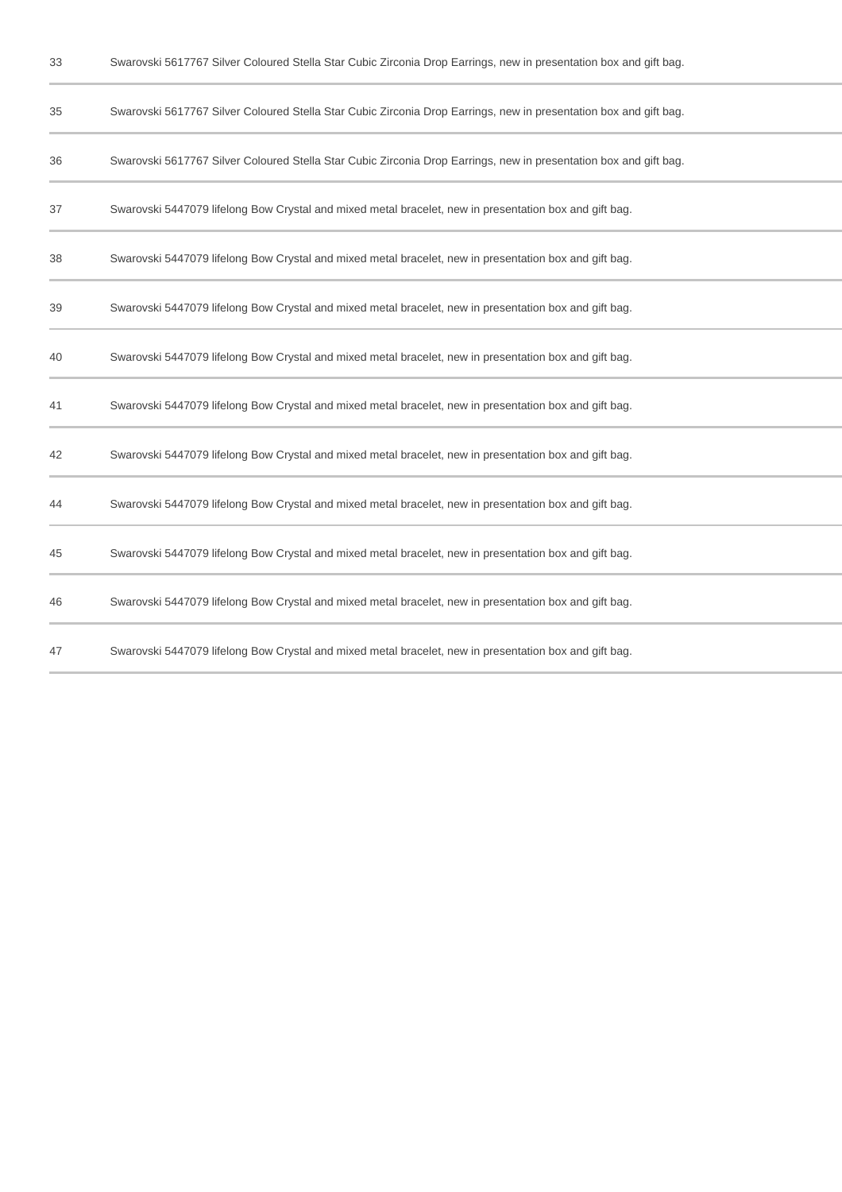| | |
|---|---|
| 33 | Swarovski 5617767 Silver Coloured Stella Star Cubic Zirconia Drop Earrings, new in presentation box and gift bag. |
| 35 | Swarovski 5617767 Silver Coloured Stella Star Cubic Zirconia Drop Earrings, new in presentation box and gift bag. |
| 36 | Swarovski 5617767 Silver Coloured Stella Star Cubic Zirconia Drop Earrings, new in presentation box and gift bag. |
| 37 | Swarovski 5447079 lifelong Bow Crystal and mixed metal bracelet, new in presentation box and gift bag. |
| 38 | Swarovski 5447079 lifelong Bow Crystal and mixed metal bracelet, new in presentation box and gift bag. |
| 39 | Swarovski 5447079 lifelong Bow Crystal and mixed metal bracelet, new in presentation box and gift bag. |
| 40 | Swarovski 5447079 lifelong Bow Crystal and mixed metal bracelet, new in presentation box and gift bag. |
| 41 | Swarovski 5447079 lifelong Bow Crystal and mixed metal bracelet, new in presentation box and gift bag. |
| 42 | Swarovski 5447079 lifelong Bow Crystal and mixed metal bracelet, new in presentation box and gift bag. |
| 44 | Swarovski 5447079 lifelong Bow Crystal and mixed metal bracelet, new in presentation box and gift bag. |
| 45 | Swarovski 5447079 lifelong Bow Crystal and mixed metal bracelet, new in presentation box and gift bag. |
| 46 | Swarovski 5447079 lifelong Bow Crystal and mixed metal bracelet, new in presentation box and gift bag. |
| 47 | Swarovski 5447079 lifelong Bow Crystal and mixed metal bracelet, new in presentation box and gift bag. |